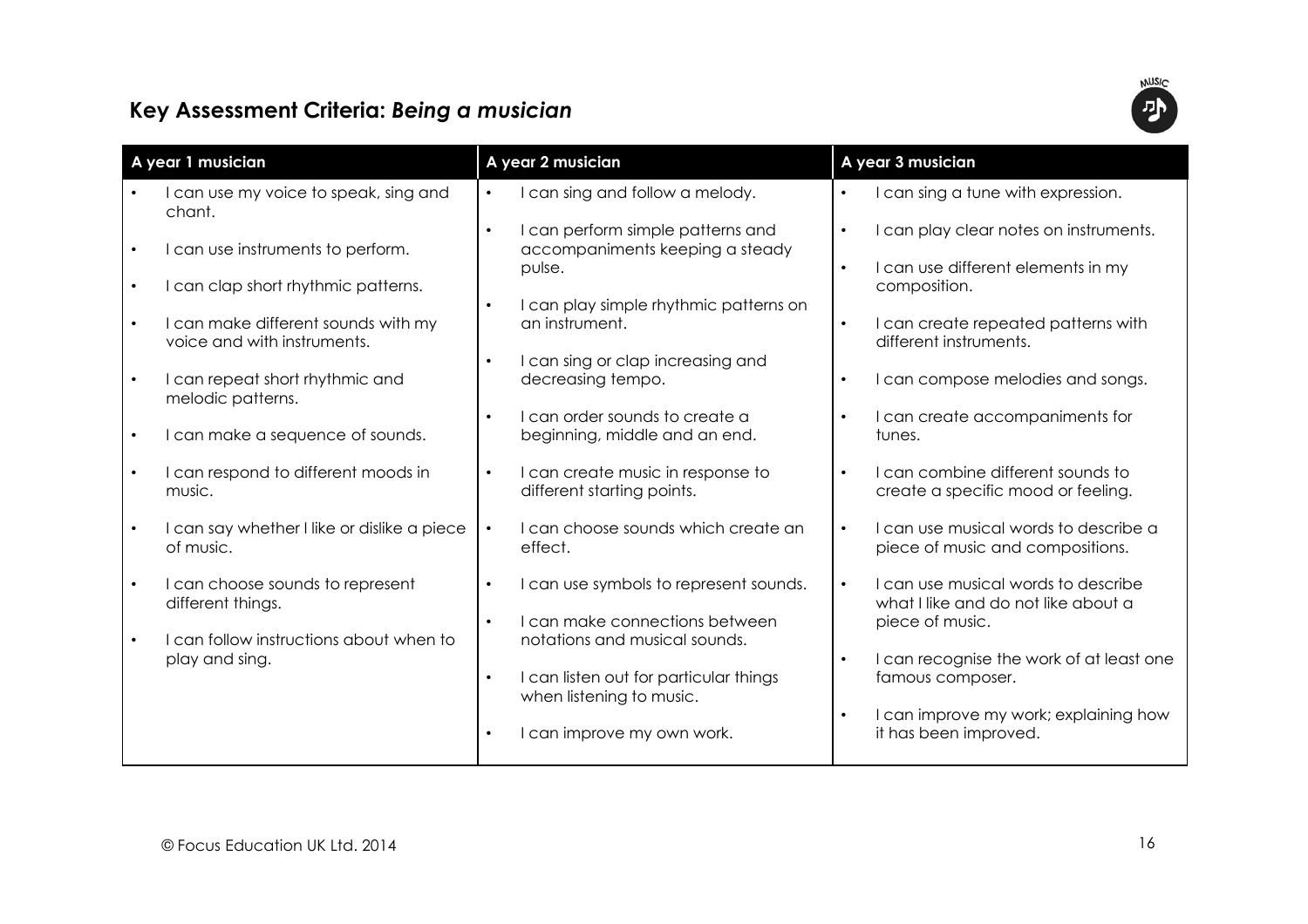## Key Assessment Criteria: *Being a musician*

| A year 1 musician | A year 2 musician | A year 3 musician |
|---|---|---|
| • I can use my voice to speak, sing and chant.<br>• I can use instruments to perform.<br>• I can clap short rhythmic patterns.<br>• I can make different sounds with my voice and with instruments.<br>• I can repeat short rhythmic and melodic patterns.<br>• I can make a sequence of sounds.<br>• I can respond to different moods in music.<br>• I can say whether I like or dislike a piece of music.<br>• I can choose sounds to represent different things.<br>• I can follow instructions about when to play and sing. | • I can sing and follow a melody.<br>• I can perform simple patterns and accompaniments keeping a steady pulse.<br>• I can play simple rhythmic patterns on an instrument.<br>• I can sing or clap increasing and decreasing tempo.<br>• I can order sounds to create a beginning, middle and an end.<br>• I can create music in response to different starting points.<br>• I can choose sounds which create an effect.<br>• I can use symbols to represent sounds.<br>• I can make connections between notations and musical sounds.<br>• I can listen out for particular things when listening to music.<br>• I can improve my own work. | • I can sing a tune with expression.<br>• I can play clear notes on instruments.<br>• I can use different elements in my composition.<br>• I can create repeated patterns with different instruments.<br>• I can compose melodies and songs.<br>• I can create accompaniments for tunes.<br>• I can combine different sounds to create a specific mood or feeling.<br>• I can use musical words to describe a piece of music and compositions.<br>• I can use musical words to describe what I like and do not like about a piece of music.<br>• I can recognise the work of at least one famous composer.<br>• I can improve my work; explaining how it has been improved. |

© Focus Education UK Ltd. 2014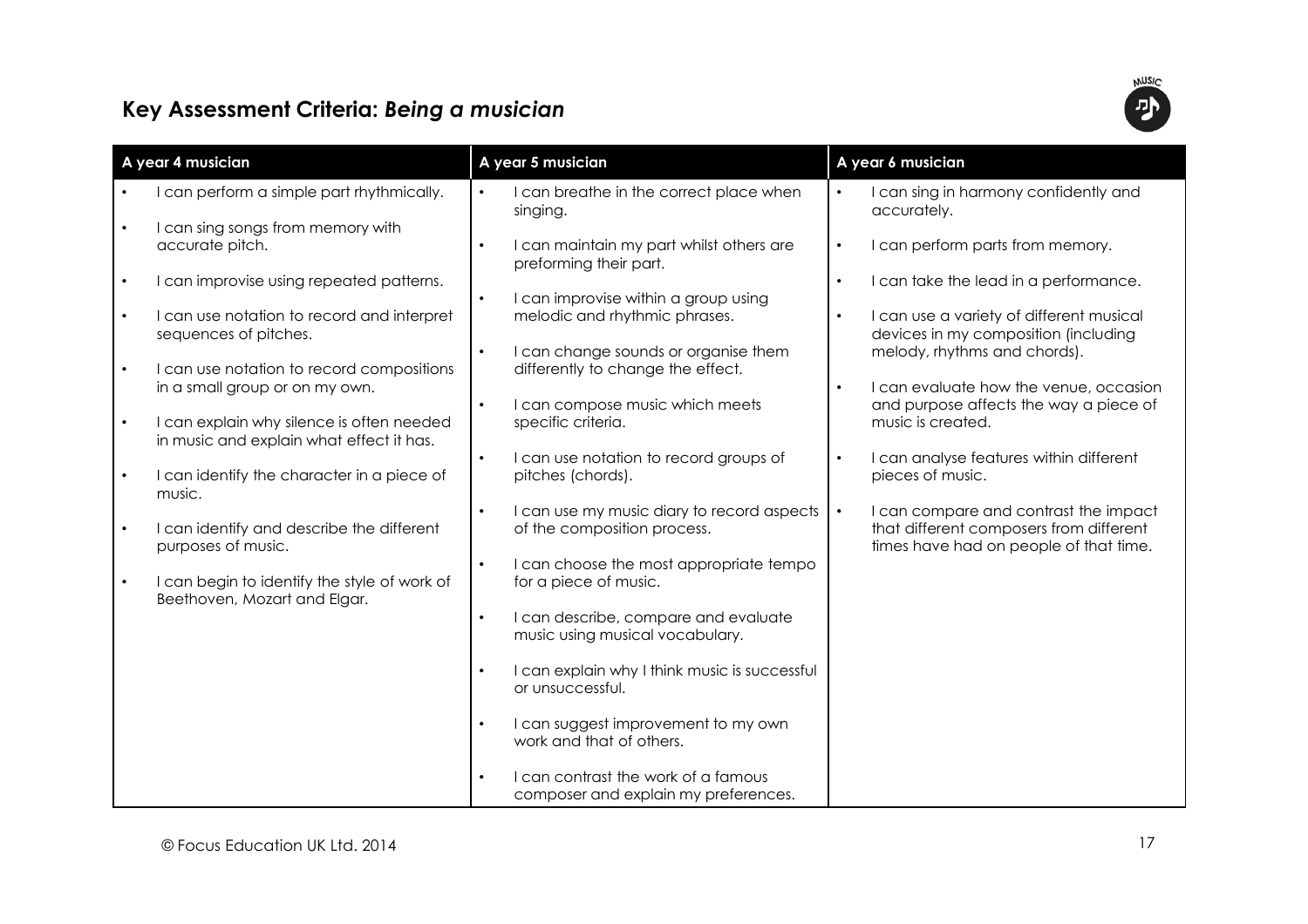## Key Assessment Criteria: *Being a musician*

| A year 4 musician | A year 5 musician | A year 6 musician |
|---|---|---|
| • I can perform a simple part rhythmically.<br>• I can sing songs from memory with accurate pitch.<br>• I can improvise using repeated patterns.<br>• I can use notation to record and interpret sequences of pitches.<br>• I can use notation to record compositions in a small group or on my own.<br>• I can explain why silence is often needed in music and explain what effect it has.<br>• I can identify the character in a piece of music.<br>• I can identify and describe the different purposes of music.<br>• I can begin to identify the style of work of Beethoven, Mozart and Elgar. | • I can breathe in the correct place when singing.<br>• I can maintain my part whilst others are preforming their part.<br>• I can improvise within a group using melodic and rhythmic phrases.<br>• I can change sounds or organise them differently to change the effect.<br>• I can compose music which meets specific criteria.<br>• I can use notation to record groups of pitches (chords).<br>• I can use my music diary to record aspects of the composition process.<br>• I can choose the most appropriate tempo for a piece of music.<br>• I can describe, compare and evaluate music using musical vocabulary.<br>• I can explain why I think music is successful or unsuccessful.<br>• I can suggest improvement to my own work and that of others.<br>• I can contrast the work of a famous composer and explain my preferences. | • I can sing in harmony confidently and accurately.<br>• I can perform parts from memory.<br>• I can take the lead in a performance.<br>• I can use a variety of different musical devices in my composition (including melody, rhythms and chords).<br>• I can evaluate how the venue, occasion and purpose affects the way a piece of music is created.<br>• I can analyse features within different pieces of music.<br>• I can compare and contrast the impact that different composers from different times have had on people of that time. |

© Focus Education UK Ltd. 2014